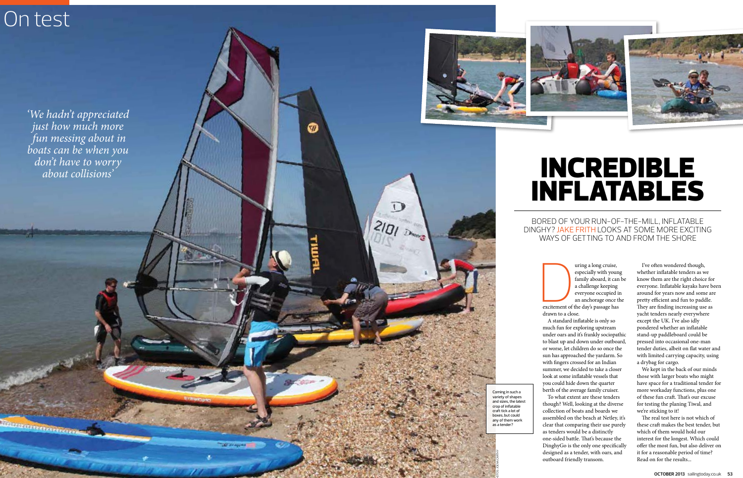On test

*'We hadn't appreciated just how much more fun messing about in boats can be when you don't have to worry about collisions'*

# INCREDIBLE INFLATABLES

BORED OF YOUR RUN-OF-THE-MILL, INFLATABLE DINGHY? JAKE FRITH LOOKS AT SOME MORE EXCITING WAYS OF GETTING TO AND FROM THE SHORE

During a long cruise, especially with young family aboard, it can be a challenge keeping everyone occupied in an anchorage once the excitement of the day's passage has drawn to a close.

A standard inflatable is only so much fun for exploring upstream under oars and it's frankly sociopathic to blast up and down under outboard, or worse, let children do so once the sun has approached the yardarm. So with fingers crossed for an Indian summer, we decided to take a closer look at some inflatable vessels that you could hide down the quarter berth of the average family cruiser.

To what extent are these tenders though? Well, looking at the diverse collection of boats and boards we assembled on the beach at Netley, it's clear that comparing their use purely as tenders would be a distinctly one-sided battle. That's because the DinghyGo is the only one specifically designed as a tender, with oars, and outboard friendly transom.

I've often wondered though, whether inflatable tenders as we know them are the right choice for everyone. Inflatable kayaks have been around for years now and some are pretty efficient and fun to paddle. They are finding increasing use as yacht tenders nearly everywhere except the UK. I've also idly pondered whether an inflatable stand-up paddleboard could be pressed into occasional one-man tender duties, albeit on flat water and with limited carrying capacity, using a drybag for cargo.

We kept in the back of our minds those with larger boats who might have space for a traditional tender for more workaday functions, plus one of these fun craft. That's our excuse for testing the planing Tiwal, and we're sticking to it!

The real test here is not which of these craft makes the best tender, but which of them would hold our interest for the longest. Which could offer the most fun, but also deliver on it for a reasonable period of time? Read on for the results...

Coming in such a variety of shapes and sizes, the latest crop of inflatable craft tick a lot of boxes, but could any of them work as a tender?

PHOTOS: JOE MCCARTHY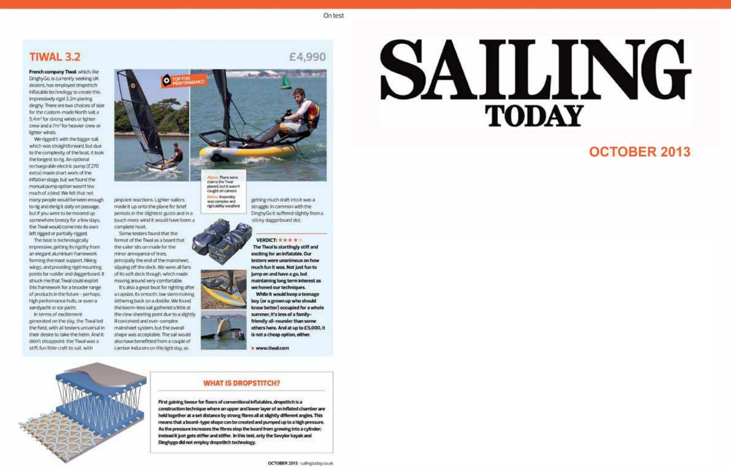# SAILING TODAY

## OCTOBER 2013

## TIWAL 3.2

£4,990

**French company Tiwal**, which, like DinghyGo, is currently seeking UK dealers, has employed dropstitch inflatable technology to create this impressively rigid 3.2m planing dinghy. There are two choices of size for the custom-made North sail; a 5.4m² for strong winds or lighter crew and a 7m² for heavier crew or lighter winds.

We rigged it with the bigger sail, which was straightforward, but due to the complexity of the boat, it took the longest to rig. An optional rechargeable electric pump (£270 extra) made short work of the inflation stage, but we found the manual pump option wasn't too much of a bind. We felt that not many people would be keen enough to rig and derig it daily on passage, but if you were to be moored up somewhere breezy for a few days, the Tiwal would come into its own left rigged or partially rigged.

The boat is technologically impressive, getting its rigidity from an elegant aluminium framework forming the mast support, hiking wings, and providing rigid mounting points for rudder and daggerboard. It struck me that Tiwal could exploit this framework for a broader range of products in the future – perhaps high performance hulls, or even a sandyacht or ice yacht.

In terms of excitement generated on the day, the Tiwal led the field, with all testers universal in their desire to take the helm. And it didn't disappoint: the Tiwal was a stiff, fun little craft to sail, with pinpoint reactions. Lighter sailors made it up onto the plane for brief periods in the slightest gusts and in a touch more wind it would have been a complete hoot.

Some testers found that the format of the Tiwal as a board that the sailor sits on made for the minor annoyance of lines, principally the end of the mainsheet, slipping off the deck. We were all fans of its soft deck though, which made moving around very comfortable.

It's also a great boat for righting after a capsize, its smooth, low stern making slithering back on a doddle. We found the boom-less sail gathered a little at the clew sheeting point due to a slightly ill conceived and over-complex mainsheet system, but the overall shape was acceptable. The sail would also have benefitted from a couple of camber inducers on this light day, as getting much draft into it was a struggle. In common with the DinghyGo it suffered slightly from a sticky daggerboard slot.

TOP FOR PERFORMANCE

Above: There were claims the Tiwal planed, but it wasn't caught on camera
Below: Assembly was complex and rightability excellent

**VERDICT: ★★★★**

**The Tiwal is startlingly stiff and exciting for an inflatable. Our testers were unanimous on how much fun it was. Not just fun to jump on and have a go, but maintaining long term interest as we honed our techniques.**

**While it would keep a teenage boy (or a grown up who should know better) occupied for a whole summer, it's less of a family-friendly all-rounder than some others here. And at up to £5,000, it is not a cheap option, either.**

**www.tiwal.com**

### WHAT IS DROPSTITCH?

**First gaining favour for floors of conventional inflatables, dropstitch is a construction technique where an upper and lower layer of an inflated chamber are held together at a set distance by strong fibres all at slightly different angles. This means that a board-type shape can be created and pumped up to a high pressure. As the pressure increases the fibres stop the board from growing into a cylinder; instead it just gets stiffer and stiffer. In this test, only the Sevylor kayak and Dinghygo did not employ dropstitch technology.**